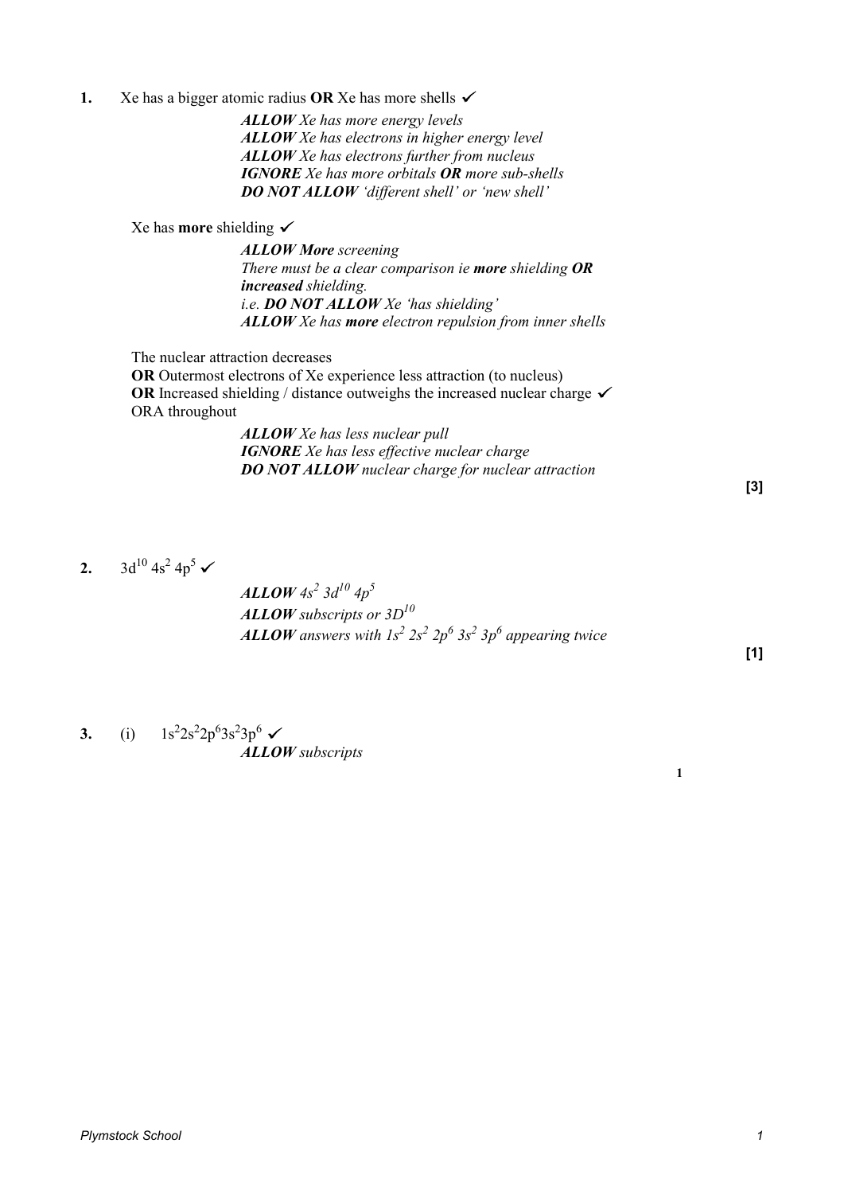**1.** Xe has a bigger atomic radius **OR** Xe has more shells ✓

*__ALLOW__ Xe has more energy levels*
*__ALLOW__ Xe has electrons in higher energy level*
*__ALLOW__ Xe has electrons further from nucleus*
*__IGNORE__ Xe has more orbitals __OR__ more sub-shells*
*__DO NOT ALLOW__ 'different shell' or 'new shell'*

Xe has **more** shielding ✓

*__ALLOW More__ screening*
*There must be a clear comparison ie __more__ shielding __OR__ __increased__ shielding.*
*i.e. __DO NOT ALLOW__ Xe 'has shielding'*
*__ALLOW__ Xe has __more__ electron repulsion from inner shells*

The nuclear attraction decreases
**OR** Outermost electrons of Xe experience less attraction (to nucleus)
**OR** Increased shielding / distance outweighs the increased nuclear charge ✓
ORA throughout

*__ALLOW__ Xe has less nuclear pull*
*__IGNORE__ Xe has less effective nuclear charge*
*__DO NOT ALLOW__ nuclear charge for nuclear attraction*

**[3]**

**2.** $3d^{10}$ $4s^2$ $4p^5$ ✓

*__ALLOW__ $4s^2$ $3d^{10}$ $4p^5$*
*__ALLOW__ subscripts or $3D^{10}$*
*__ALLOW__ answers with $1s^2$ $2s^2$ $2p^6$ $3s^2$ $3p^6$ appearing twice*

**[1]**

**3.** (i) $1s^2 2s^2 2p^6 3s^2 3p^6$ ✓

*__ALLOW__ subscripts*

**1**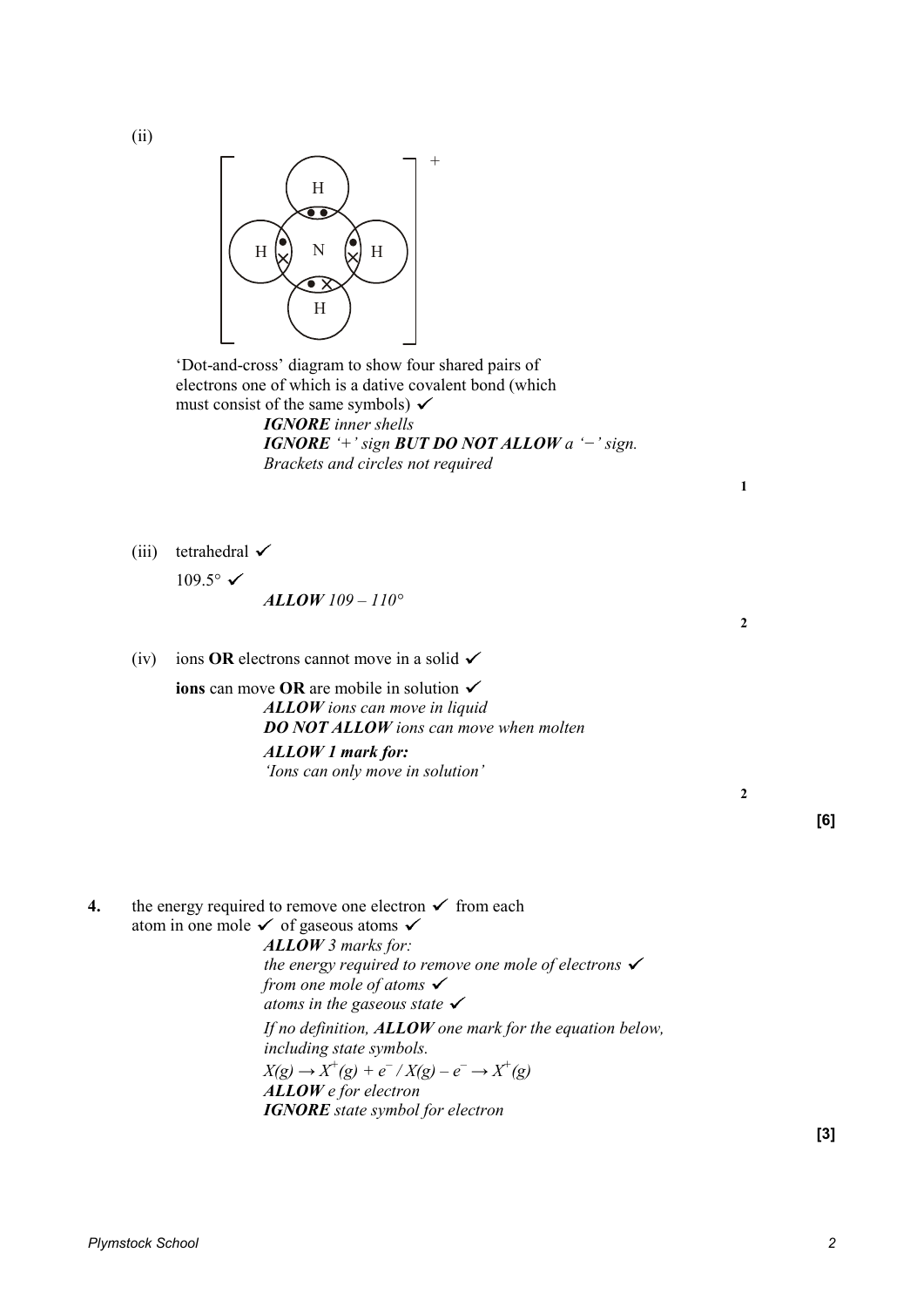(ii)

'Dot-and-cross' diagram to show four shared pairs of electrons one of which is a dative covalent bond (which must consist of the same symbols) ✓

*IGNORE inner shells*
*IGNORE '+' sign* ***BUT DO NOT ALLOW*** *a '−' sign.*
*Brackets and circles not required*

**1**

(iii) tetrahedral ✓

109.5° ✓

***ALLOW*** *109 – 110°*

**2**

(iv) ions **OR** electrons cannot move in a solid ✓

**ions** can move **OR** are mobile in solution ✓

***ALLOW*** *ions can move in liquid*
***DO NOT ALLOW*** *ions can move when molten*
***ALLOW 1 mark for:***
*'Ions can only move in solution'*

**2**

**[6]**

**4.** the energy required to remove one electron ✓ from each atom in one mole ✓ of gaseous atoms ✓

***ALLOW*** *3 marks for:*
*the energy required to remove one mole of electrons* ✓
*from one mole of atoms* ✓
*atoms in the gaseous state* ✓

*If no definition,* ***ALLOW*** *one mark for the equation below, including state symbols.*

$X(g) \rightarrow X^+(g) + e^-$ / $X(g) - e^- \rightarrow X^+(g)$

***ALLOW*** *e for electron*
***IGNORE*** *state symbol for electron*

**[3]**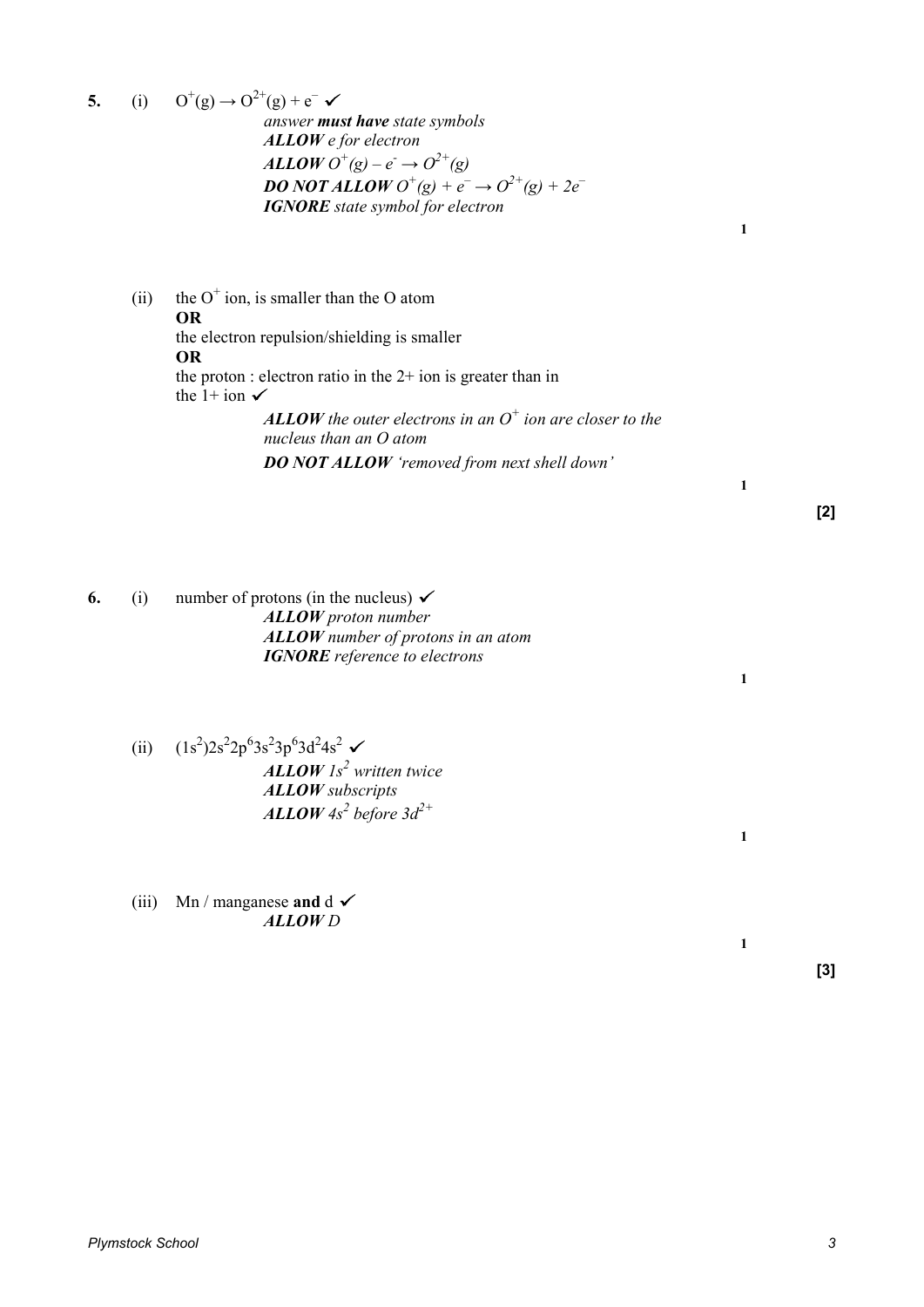**5.** (i) $O^+(g) \rightarrow O^{2+}(g) + e^-$ ✓

*answer **must have** state symbols*
***ALLOW** e for electron*
***ALLOW** $O^+(g) - e^- \rightarrow O^{2+}(g)$*
***DO NOT ALLOW** $O^+(g) + e^- \rightarrow O^{2+}(g) + 2e^-$*
***IGNORE** state symbol for electron*

**1**

(ii) the $O^+$ ion, is smaller than the O atom
**OR**
the electron repulsion/shielding is smaller
**OR**
the proton : electron ratio in the 2+ ion is greater than in the 1+ ion ✓

***ALLOW** the outer electrons in an $O^+$ ion are closer to the nucleus than an O atom*
***DO NOT ALLOW** 'removed from next shell down'*

**1**

**[2]**

**6.** (i) number of protons (in the nucleus) ✓

***ALLOW** proton number*
***ALLOW** number of protons in an atom*
***IGNORE** reference to electrons*

**1**

(ii) $(1s^2)2s^2 2p^6 3s^2 3p^6 3d^2 4s^2$ ✓

***ALLOW** $1s^2$ written twice*
***ALLOW** subscripts*
***ALLOW** $4s^2$ before $3d^{2+}$*

**1**

(iii) Mn / manganese **and** d ✓

***ALLOW** D*

**1**

**[3]**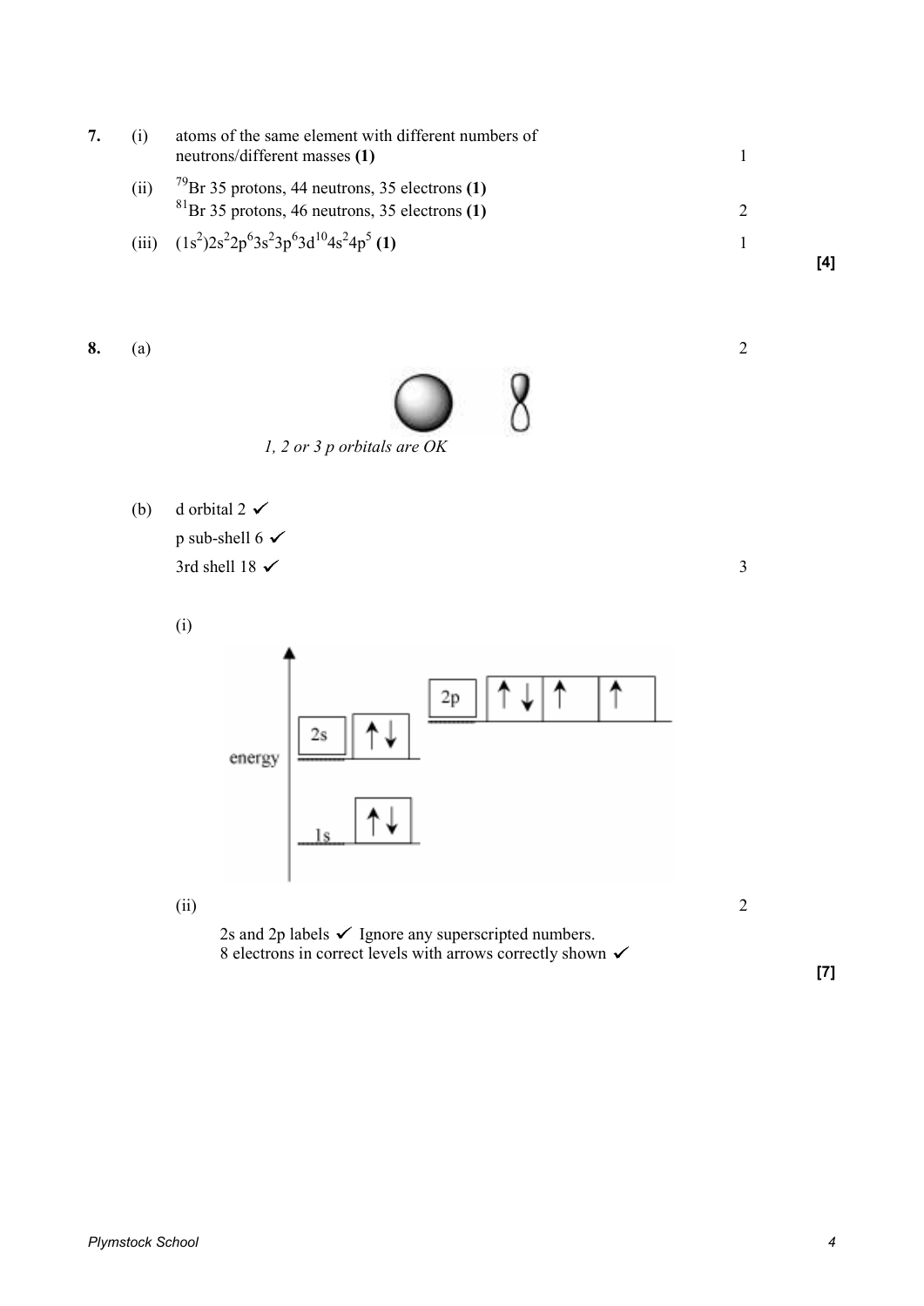**7.** (i) atoms of the same element with different numbers of neutrons/different masses **(1)** — 1

(ii) $^{79}$Br 35 protons, 44 neutrons, 35 electrons **(1)**
$^{81}$Br 35 protons, 46 neutrons, 35 electrons **(1)** — 2

(iii) $(1s^2)2s^22p^63s^23p^63d^{10}4s^24p^5$ **(1)** — 1

**[4]**

**8.** (a) — 2

*1, 2 or 3 p orbitals are OK*

(b) d orbital 2 ✓
p sub-shell 6 ✓
3rd shell 18 ✓ — 3

(i)

(ii) — 2

2s and 2p labels ✓ Ignore any superscripted numbers.
8 electrons in correct levels with arrows correctly shown ✓

**[7]**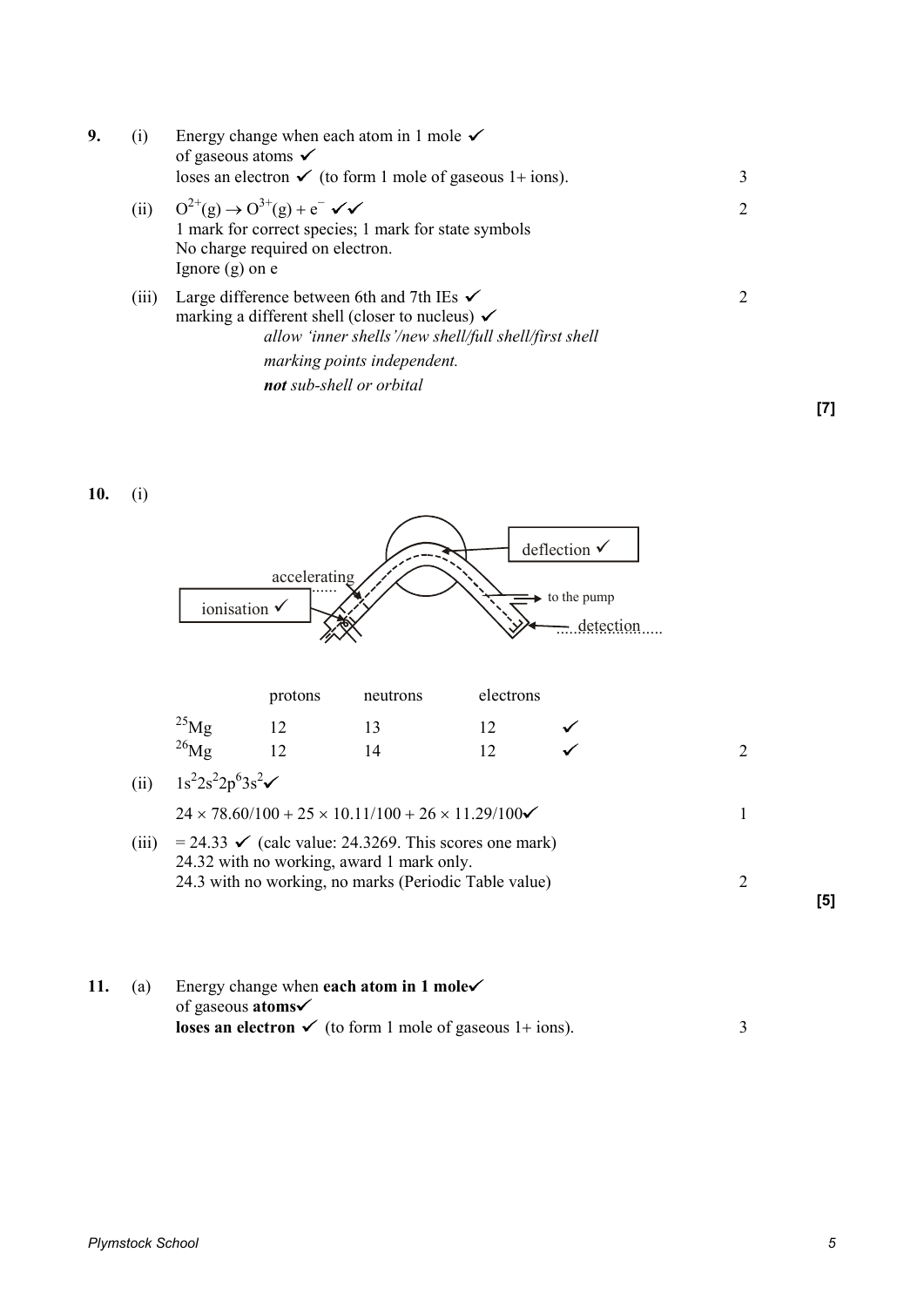**9.** (i) Energy change when each atom in 1 mole ✓
of gaseous atoms ✓
loses an electron ✓ (to form 1 mole of gaseous 1+ ions). — 3

(ii) $O^{2+}(g) \rightarrow O^{3+}(g) + e^{-}$ ✓✓ — 2
1 mark for correct species; 1 mark for state symbols
No charge required on electron.
Ignore (g) on e

(iii) Large difference between 6th and 7th IEs ✓ — 2
marking a different shell (closer to nucleus) ✓
*allow 'inner shells'/new shell/full shell/first shell*
*marking points independent.*
***not** sub-shell or orbital*

**[7]**

**10.** (i)

ionisation ✓ — accelerating — deflection ✓ — to the pump — detection

| | protons | neutrons | electrons | |
|---|---|---|---|---|
| $^{25}Mg$ | 12 | 13 | 12 | ✓ |
| $^{26}Mg$ | 12 | 14 | 12 | ✓ |

2

(ii) $1s^2 2s^2 2p^6 3s^2$ ✓

$24 \times 78.60/100 + 25 \times 10.11/100 + 26 \times 11.29/100$ ✓ — 1

(iii) $= 24.33$ ✓ (calc value: 24.3269. This scores one mark)
24.32 with no working, award 1 mark only.
24.3 with no working, no marks (Periodic Table value) — 2

**[5]**

**11.** (a) Energy change when **each atom in 1 mole**✓
of gaseous **atoms**✓
**loses an electron** ✓ (to form 1 mole of gaseous 1+ ions). — 3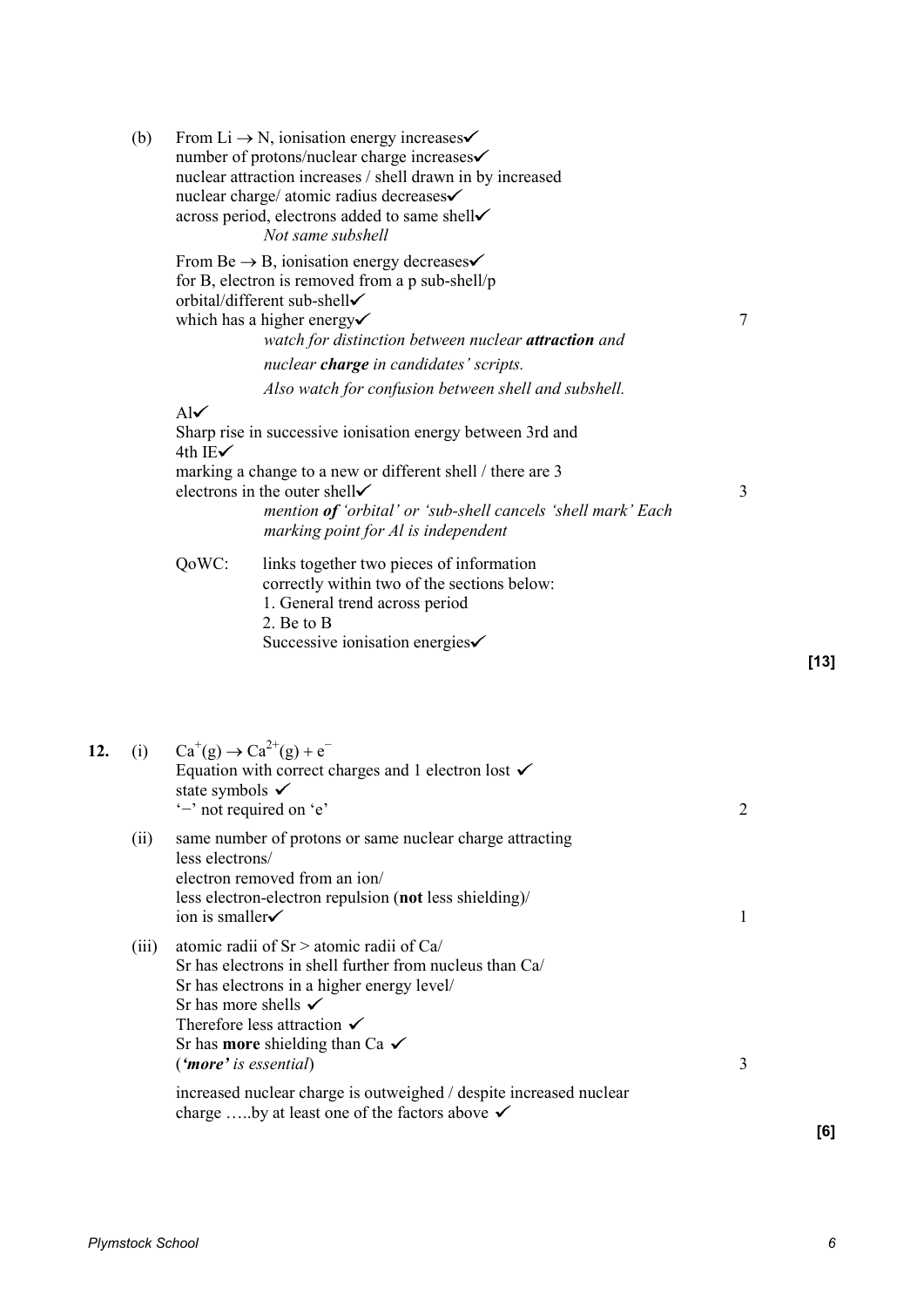(b) From Li → N, ionisation energy increases✓
number of protons/nuclear charge increases✓
nuclear attraction increases / shell drawn in by increased nuclear charge/ atomic radius decreases✓
across period, electrons added to same shell✓
*Not same subshell*

From Be → B, ionisation energy decreases✓
for B, electron is removed from a p sub-shell/p orbital/different sub-shell✓
which has a higher energy✓ — 7

*watch for distinction between nuclear **attraction** and nuclear **charge** in candidates' scripts.*

*Also watch for confusion between shell and subshell.*

Al✓
Sharp rise in successive ionisation energy between 3rd and 4th IE✓
marking a change to a new or different shell / there are 3 electrons in the outer shell✓ — 3

*mention **of** 'orbital' or 'sub-shell cancels 'shell mark' Each marking point for Al is independent*

QoWC: links together two pieces of information correctly within two of the sections below:
1. General trend across period
2. Be to B
Successive ionisation energies✓

**[13]**

**12.** (i) $Ca^{+}(g) \rightarrow Ca^{2+}(g) + e^{-}$
Equation with correct charges and 1 electron lost ✓
state symbols ✓
'−' not required on 'e' — 2

(ii) same number of protons or same nuclear charge attracting less electrons/
electron removed from an ion/
less electron-electron repulsion (**not** less shielding)/
ion is smaller✓ — 1

(iii) atomic radii of Sr > atomic radii of Ca/
Sr has electrons in shell further from nucleus than Ca/
Sr has electrons in a higher energy level/
Sr has more shells ✓
Therefore less attraction ✓
Sr has **more** shielding than Ca ✓
(***'more'** is essential*) — 3

increased nuclear charge is outweighed / despite increased nuclear charge …..by at least one of the factors above ✓

**[6]**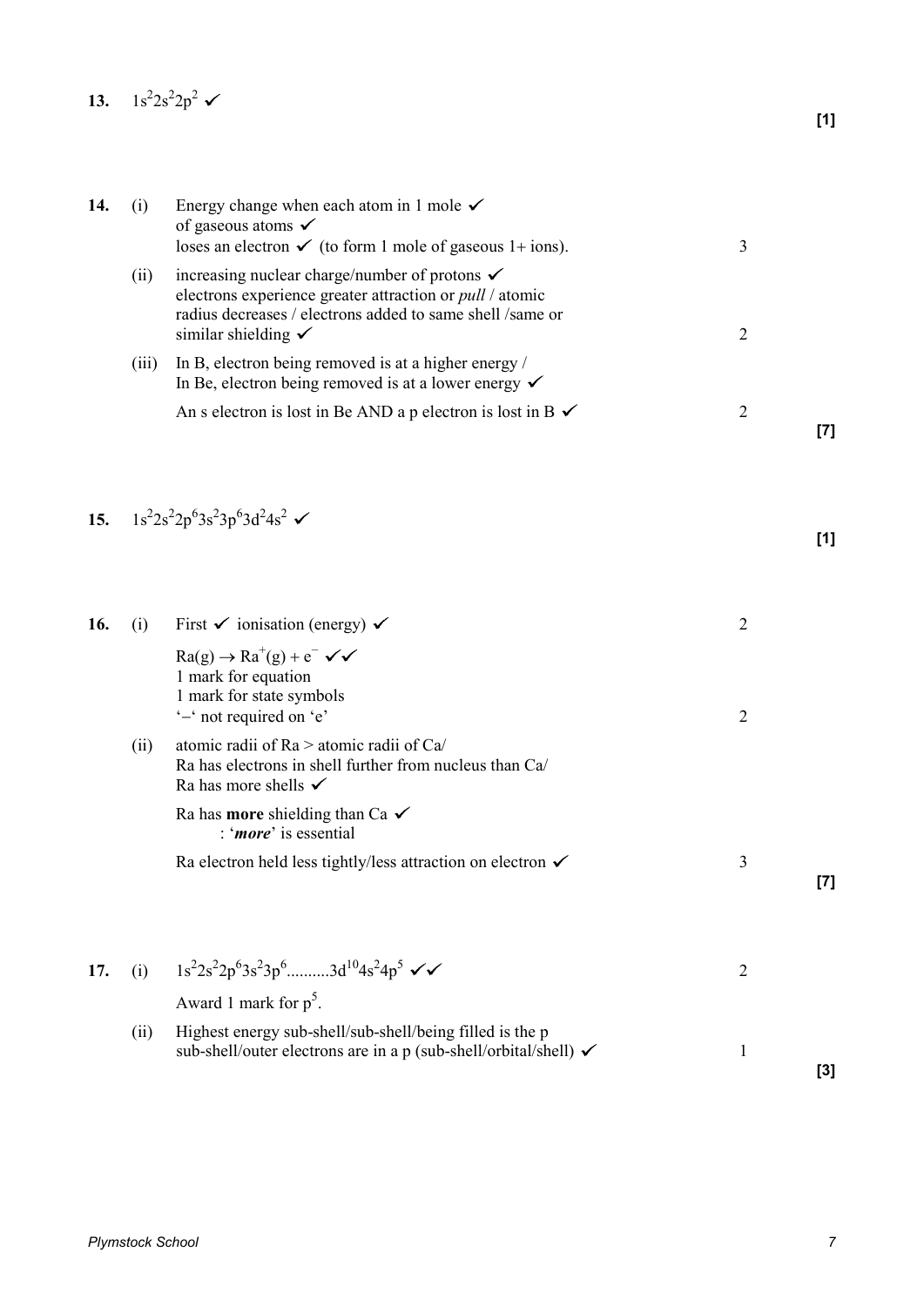**13.** $1s^2 2s^2 2p^2$ ✓ **[1]**

**14.**

(i) Energy change when each atom in 1 mole ✓
of gaseous atoms ✓
loses an electron ✓ (to form 1 mole of gaseous 1+ ions). 3

(ii) increasing nuclear charge/number of protons ✓
electrons experience greater attraction or *pull* / atomic radius decreases / electrons added to same shell /same or similar shielding ✓ 2

(iii) In B, electron being removed is at a higher energy /
In Be, electron being removed is at a lower energy ✓

An s electron is lost in Be AND a p electron is lost in B ✓ 2

**[7]**

**15.** $1s^2 2s^2 2p^6 3s^2 3p^6 3d^2 4s^2$ ✓ **[1]**

**16.**

(i) First ✓ ionisation (energy) ✓ 2

$Ra(g) \rightarrow Ra^+(g) + e^-$ ✓✓
1 mark for equation
1 mark for state symbols
'–' not required on 'e' 2

(ii) atomic radii of Ra > atomic radii of Ca/
Ra has electrons in shell further from nucleus than Ca/
Ra has more shells ✓

Ra has **more** shielding than Ca ✓
: '***more***' is essential

Ra electron held less tightly/less attraction on electron ✓ 3

**[7]**

**17.**

(i) $1s^2 2s^2 2p^6 3s^2 3p^6 ..........3d^{10} 4s^2 4p^5$ ✓✓ 2

Award 1 mark for $p^5$.

(ii) Highest energy sub-shell/sub-shell/being filled is the p sub-shell/outer electrons are in a p (sub-shell/orbital/shell) ✓ 1

**[3]**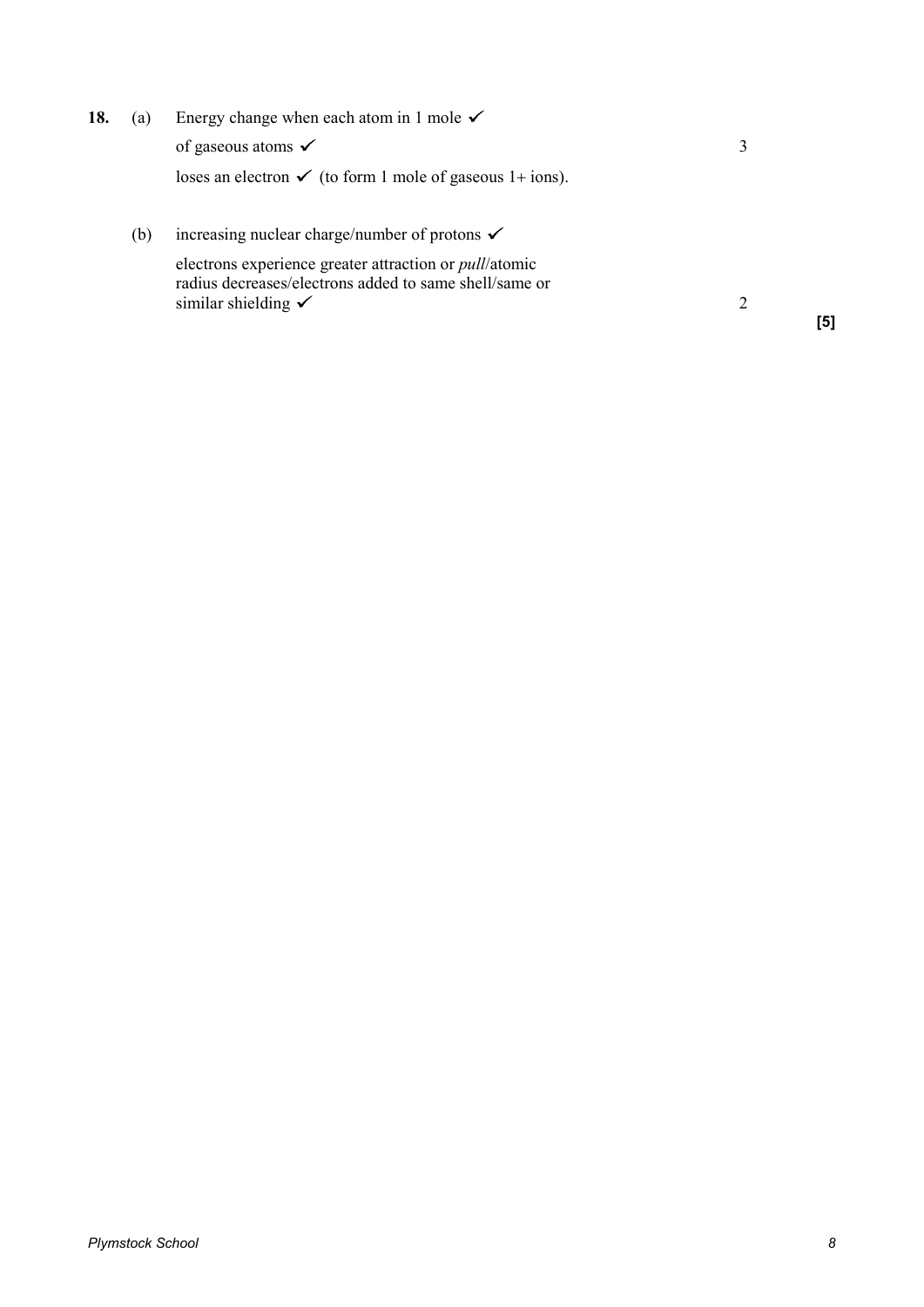**18.** (a) Energy change when each atom in 1 mole ✓
of gaseous atoms ✓ — 3
loses an electron ✓ (to form 1 mole of gaseous 1+ ions).

(b) increasing nuclear charge/number of protons ✓
electrons experience greater attraction or *pull*/atomic radius decreases/electrons added to same shell/same or similar shielding ✓ — 2

**[5]**